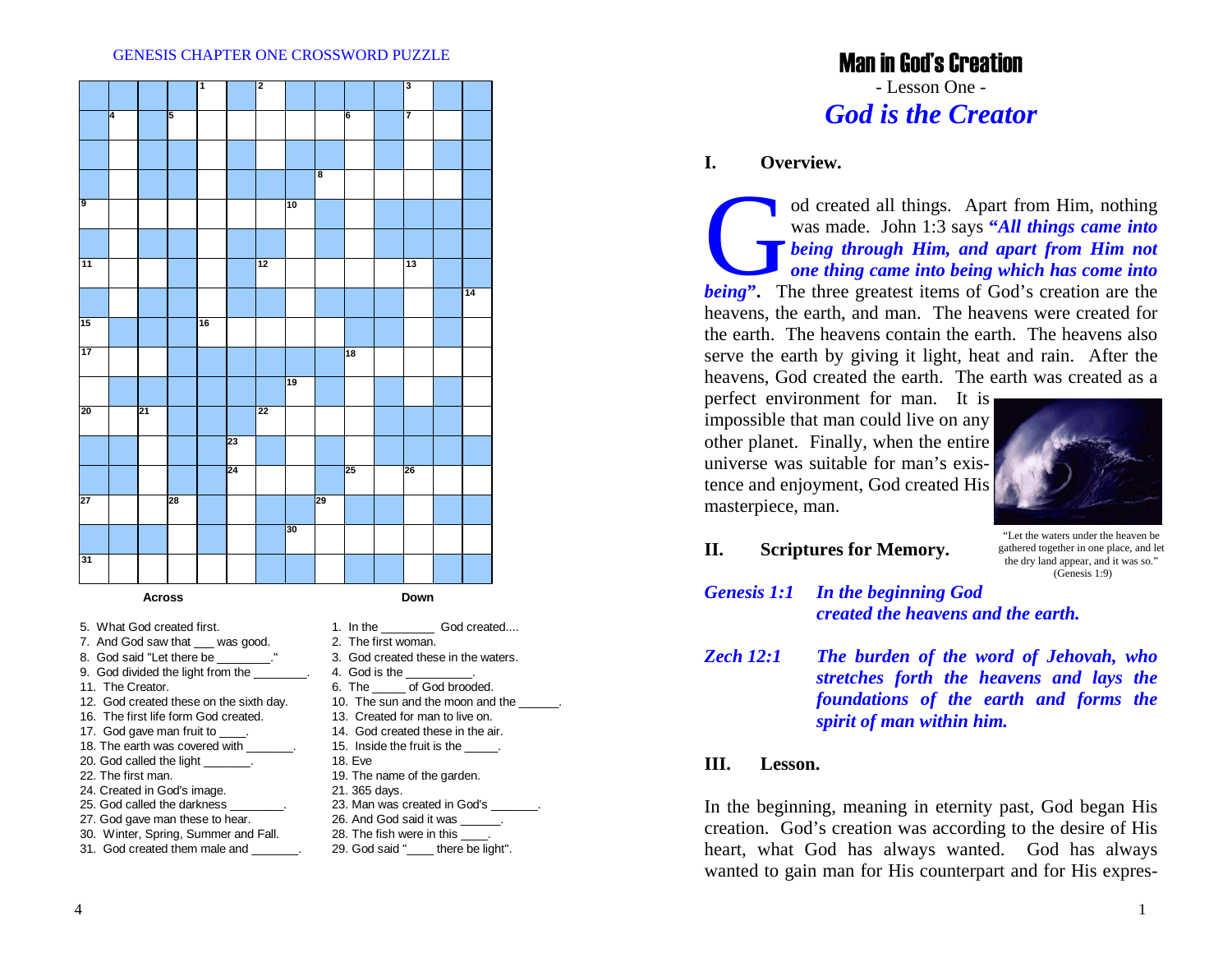GENESIS CHAPTER ONE CROSSWORD PUZZLE

**Across**

5. What God created first.
7. And God saw that ___ was good.
8. God said "Let there be ________."
9. God divided the light from the ________.
11. The Creator.
12. God created these on the sixth day.
16. The first life form God created.
17. God gave man fruit to ____.
18. The earth was covered with _______.
20. God called the light _______.
22. The first man.
24. Created in God's image.
25. God called the darkness ________.
27. God gave man these to hear.
30. Winter, Spring, Summer and Fall.
31. God created them male and _______.

**Down**

1. In the ________ God created....
2. The first woman.
3. God created these in the waters.
4. God is the __________.
6. The _____ of God brooded.
10. The sun and the moon and the ______.
13. Created for man to live on.
14. God created these in the air.
15. Inside the fruit is the _____.
18. Eve
19. The name of the garden.
21. 365 days.
23. Man was created in God's _______.
26. And God said it was ______.
28. The fish were in this ____.
29. God said "____ there be light".

# Man in God's Creation

- Lesson One -

## *God is the Creator*

### I. Overview.

God created all things. Apart from Him, nothing was made. John 1:3 says ***"All things came into being through Him, and apart from Him not one thing came into being which has come into being"*****.** The three greatest items of God's creation are the heavens, the earth, and man. The heavens were created for the earth. The heavens contain the earth. The heavens also serve the earth by giving it light, heat and rain. After the heavens, God created the earth. The earth was created as a perfect environment for man. It is impossible that man could live on any other planet. Finally, when the entire universe was suitable for man's existence and enjoyment, God created His masterpiece, man.

"Let the waters under the heaven be gathered together in one place, and let the dry land appear, and it was so." (Genesis 1:9)

### II. Scriptures for Memory.

***Genesis 1:1*** ***In the beginning God created the heavens and the earth.***

***Zech 12:1*** ***The burden of the word of Jehovah, who stretches forth the heavens and lays the foundations of the earth and forms the spirit of man within him.***

### III. Lesson.

In the beginning, meaning in eternity past, God began His creation. God's creation was according to the desire of His heart, what God has always wanted. God has always wanted to gain man for His counterpart and for His expres-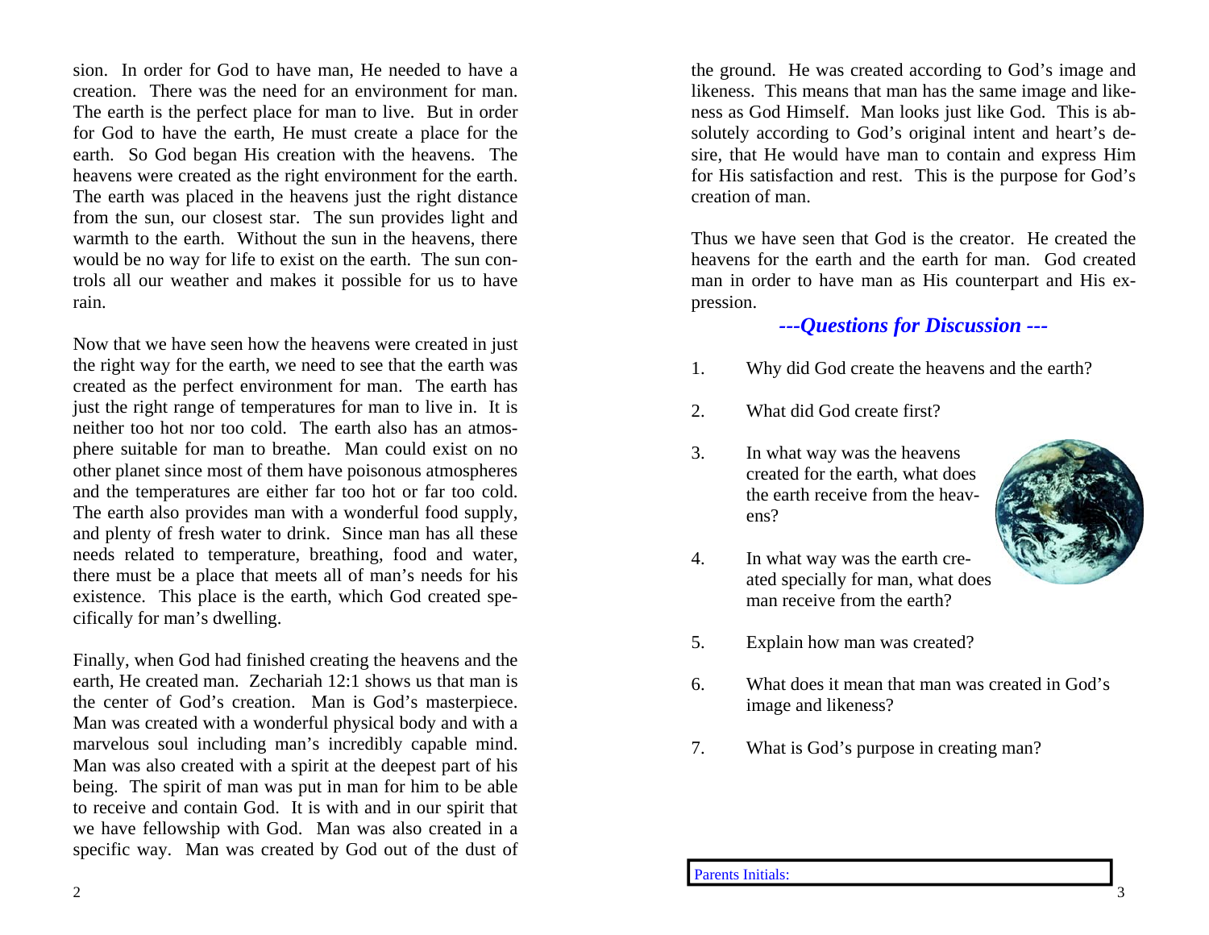sion. In order for God to have man, He needed to have a creation. There was the need for an environment for man. The earth is the perfect place for man to live. But in order for God to have the earth, He must create a place for the earth. So God began His creation with the heavens. The heavens were created as the right environment for the earth. The earth was placed in the heavens just the right distance from the sun, our closest star. The sun provides light and warmth to the earth. Without the sun in the heavens, there would be no way for life to exist on the earth. The sun controls all our weather and makes it possible for us to have rain.

Now that we have seen how the heavens were created in just the right way for the earth, we need to see that the earth was created as the perfect environment for man. The earth has just the right range of temperatures for man to live in. It is neither too hot nor too cold. The earth also has an atmosphere suitable for man to breathe. Man could exist on no other planet since most of them have poisonous atmospheres and the temperatures are either far too hot or far too cold. The earth also provides man with a wonderful food supply, and plenty of fresh water to drink. Since man has all these needs related to temperature, breathing, food and water, there must be a place that meets all of man's needs for his existence. This place is the earth, which God created specifically for man's dwelling.

Finally, when God had finished creating the heavens and the earth, He created man. Zechariah 12:1 shows us that man is the center of God's creation. Man is God's masterpiece. Man was created with a wonderful physical body and with a marvelous soul including man's incredibly capable mind. Man was also created with a spirit at the deepest part of his being. The spirit of man was put in man for him to be able to receive and contain God. It is with and in our spirit that we have fellowship with God. Man was also created in a specific way. Man was created by God out of the dust of the ground. He was created according to God's image and likeness. This means that man has the same image and likeness as God Himself. Man looks just like God. This is absolutely according to God's original intent and heart's desire, that He would have man to contain and express Him for His satisfaction and rest. This is the purpose for God's creation of man.

Thus we have seen that God is the creator. He created the heavens for the earth and the earth for man. God created man in order to have man as His counterpart and His expression.

## *---Questions for Discussion ---*

1. Why did God create the heavens and the earth?
2. What did God create first?
3. In what way was the heavens created for the earth, what does the earth receive from the heavens?
4. In what way was the earth created specially for man, what does man receive from the earth?
5. Explain how man was created?
6. What does it mean that man was created in God's image and likeness?
7. What is God's purpose in creating man?

Parents Initials: